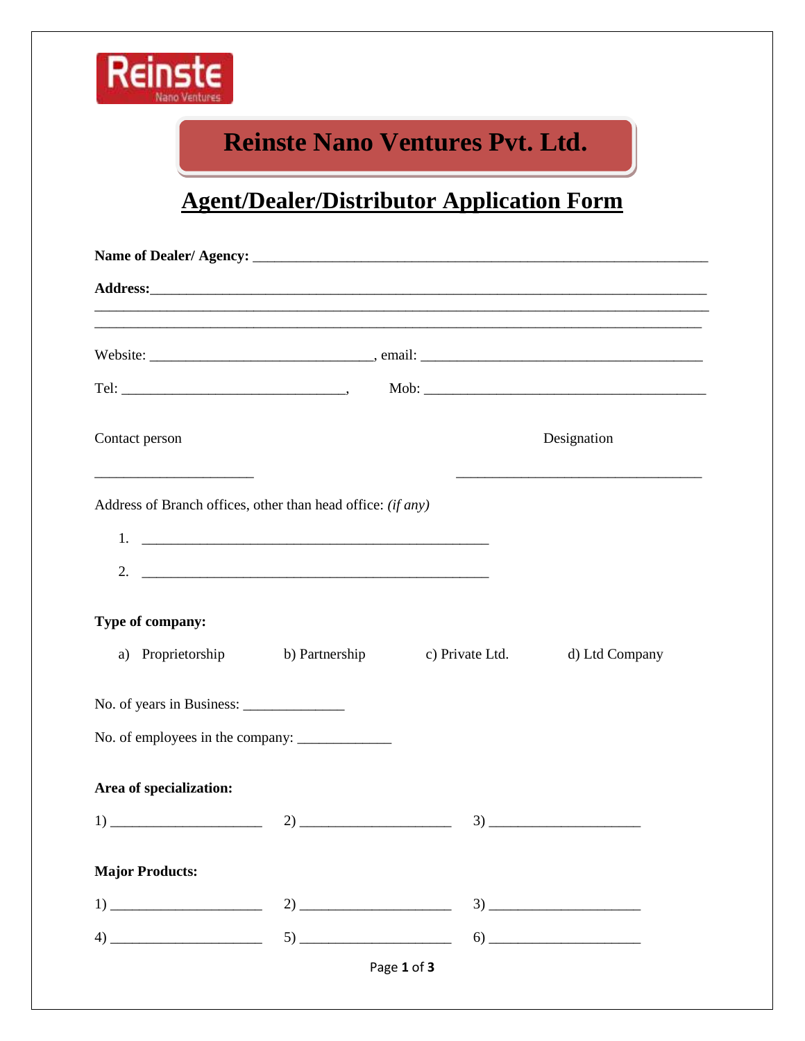# Reinste Nano Ventures Pvt. Ltd.

## Agent/Dealer/Distributor Application Form

**Name of Dealer/ Agency:** ___________________________________________________________

**Address:**______________________________________________________________________

_________________________________________________________________________________

_________________________________________________________________________________

Website: ______________________________, email: _____________________________________

Tel: ______________________________,   Mob: _____________________________________

Contact person _____________________   Designation _________________________________

Address of Branch offices, other than head office: *(if any)*

1. _______________________________________________
2. _______________________________________________

**Type of company:**

a) Proprietorship   b) Partnership   c) Private Ltd.   d) Ltd Company

No. of years in Business: ______________

No. of employees in the company: _____________

**Area of specialization:**

1) ____________________   2) ____________________   3) ____________________

**Major Products:**

1) ____________________   2) ____________________   3) ____________________

4) ____________________   5) ____________________   6) ____________________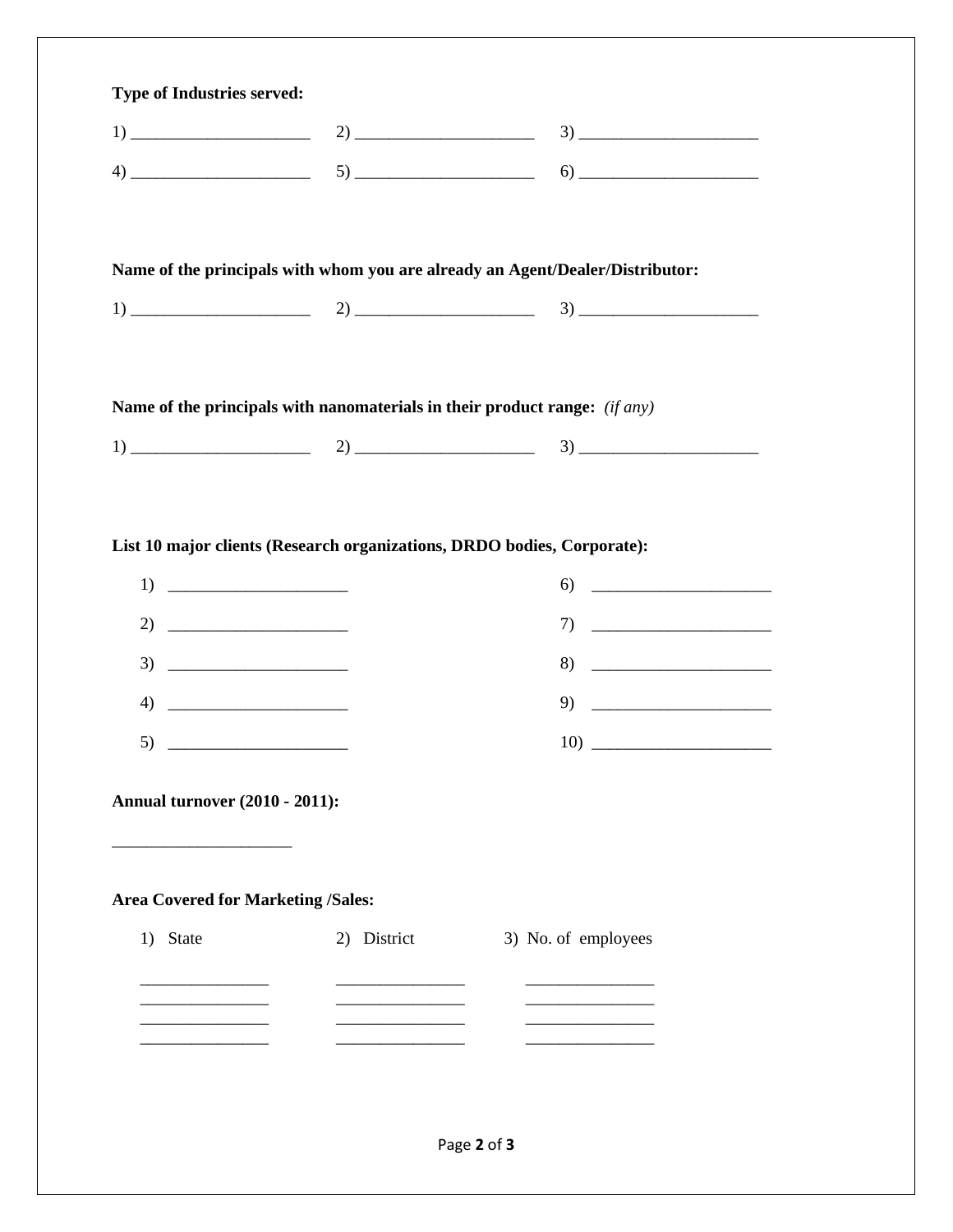**Type of Industries served:**

1) _____________________ 2) _____________________ 3) _____________________

4) _____________________ 5) _____________________ 6) _____________________

**Name of the principals with whom you are already an Agent/Dealer/Distributor:**

1) _____________________ 2) _____________________ 3) _____________________

**Name of the principals with nanomaterials in their product range:** *(if any)*

1) _____________________ 2) _____________________ 3) _____________________

**List 10 major clients (Research organizations, DRDO bodies, Corporate):**

1) _____________________ 6) _____________________

2) _____________________ 7) _____________________

3) _____________________ 8) _____________________

4) _____________________ 9) _____________________

5) _____________________ 10) _____________________

**Annual turnover (2010 - 2011):**

_____________________

**Area Covered for Marketing /Sales:**

| 1) State | 2) District | 3) No. of employees |
|---|---|---|
| _______________ | _______________ | _______________ |
| _______________ | _______________ | _______________ |
| _______________ | _______________ | _______________ |
| _______________ | _______________ | _______________ |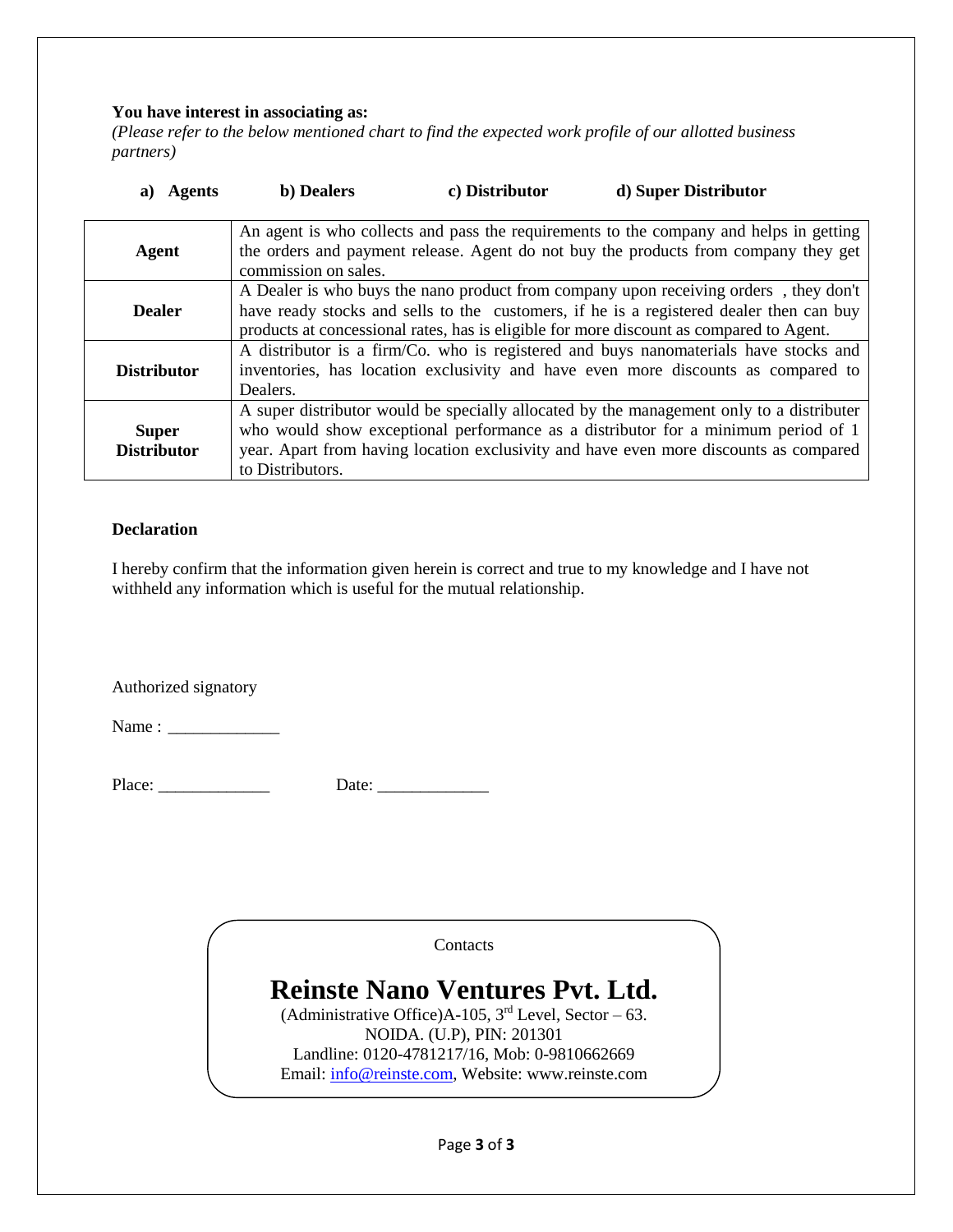**You have interest in associating as:**
*(Please refer to the below mentioned chart to find the expected work profile of our allotted business partners)*

**a) Agents** **b) Dealers** **c) Distributor** **d) Super Distributor**

| | |
|---|---|
| **Agent** | An agent is who collects and pass the requirements to the company and helps in getting the orders and payment release. Agent do not buy the products from company they get commission on sales. |
| **Dealer** | A Dealer is who buys the nano product from company upon receiving orders , they don't have ready stocks and sells to the customers, if he is a registered dealer then can buy products at concessional rates, has is eligible for more discount as compared to Agent. |
| **Distributor** | A distributor is a firm/Co. who is registered and buys nanomaterials have stocks and inventories, has location exclusivity and have even more discounts as compared to Dealers. |
| **Super Distributor** | A super distributor would be specially allocated by the management only to a distributer who would show exceptional performance as a distributor for a minimum period of 1 year. Apart from having location exclusivity and have even more discounts as compared to Distributors. |

**Declaration**

I hereby confirm that the information given herein is correct and true to my knowledge and I have not withheld any information which is useful for the mutual relationship.

Authorized signatory

Name : _____________

Place: _____________ Date: _____________

Contacts

**Reinste Nano Ventures Pvt. Ltd.**

(Administrative Office)A-105, 3rd Level, Sector – 63.
NOIDA. (U.P), PIN: 201301
Landline: 0120-4781217/16, Mob: 0-9810662669
Email: info@reinste.com, Website: www.reinste.com